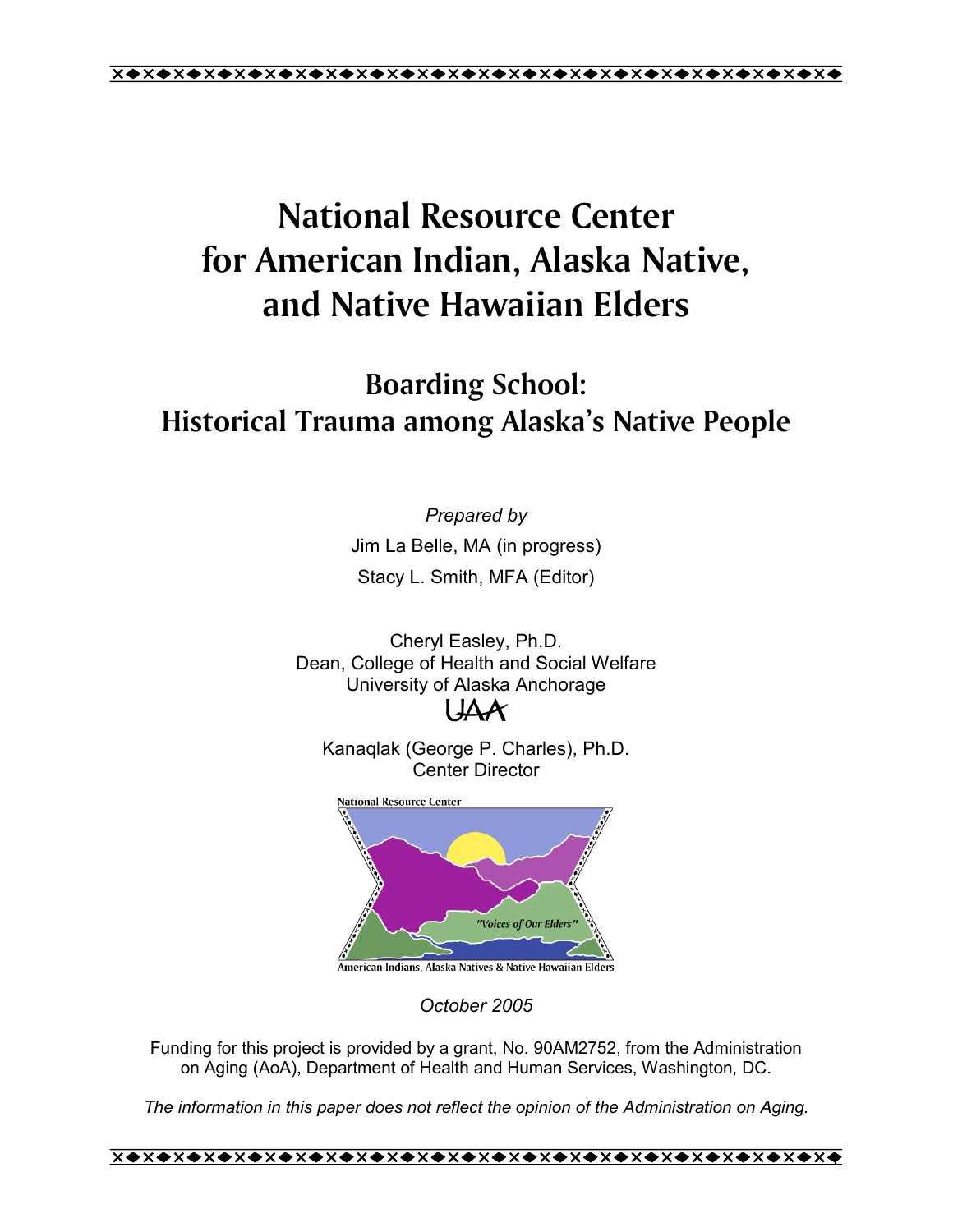# National Resource Center for American Indian, Alaska Native, and Native Hawaiian Elders

## Boarding School: Historical Trauma among Alaska's Native People

*Prepared by*

Jim La Belle, MA (in progress)

Stacy L. Smith, MFA (Editor)

Cheryl Easley, Ph.D.
Dean, College of Health and Social Welfare
University of Alaska Anchorage

UAA

Kanaqlak (George P. Charles), Ph.D.
Center Director

National Resource Center

"Voices of Our Elders"

American Indians, Alaska Natives & Native Hawaiian Elders

*October 2005*

Funding for this project is provided by a grant, No. 90AM2752, from the Administration on Aging (AoA), Department of Health and Human Services, Washington, DC.

*The information in this paper does not reflect the opinion of the Administration on Aging.*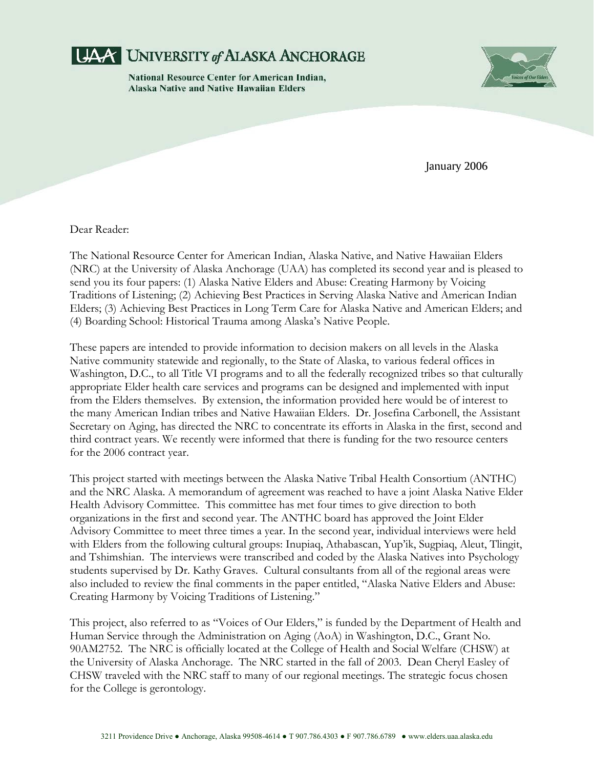# UAA UNIVERSITY *of* ALASKA ANCHORAGE

**National Resource Center for American Indian, Alaska Native and Native Hawaiian Elders**

January 2006

Dear Reader:

The National Resource Center for American Indian, Alaska Native, and Native Hawaiian Elders (NRC) at the University of Alaska Anchorage (UAA) has completed its second year and is pleased to send you its four papers: (1) Alaska Native Elders and Abuse: Creating Harmony by Voicing Traditions of Listening; (2) Achieving Best Practices in Serving Alaska Native and American Indian Elders; (3) Achieving Best Practices in Long Term Care for Alaska Native and American Elders; and (4) Boarding School: Historical Trauma among Alaska's Native People.

These papers are intended to provide information to decision makers on all levels in the Alaska Native community statewide and regionally, to the State of Alaska, to various federal offices in Washington, D.C., to all Title VI programs and to all the federally recognized tribes so that culturally appropriate Elder health care services and programs can be designed and implemented with input from the Elders themselves. By extension, the information provided here would be of interest to the many American Indian tribes and Native Hawaiian Elders. Dr. Josefina Carbonell, the Assistant Secretary on Aging, has directed the NRC to concentrate its efforts in Alaska in the first, second and third contract years. We recently were informed that there is funding for the two resource centers for the 2006 contract year.

This project started with meetings between the Alaska Native Tribal Health Consortium (ANTHC) and the NRC Alaska. A memorandum of agreement was reached to have a joint Alaska Native Elder Health Advisory Committee. This committee has met four times to give direction to both organizations in the first and second year. The ANTHC board has approved the Joint Elder Advisory Committee to meet three times a year. In the second year, individual interviews were held with Elders from the following cultural groups: Inupiaq, Athabascan, Yup'ik, Sugpiaq, Aleut, Tlingit, and Tshimshian. The interviews were transcribed and coded by the Alaska Natives into Psychology students supervised by Dr. Kathy Graves. Cultural consultants from all of the regional areas were also included to review the final comments in the paper entitled, "Alaska Native Elders and Abuse: Creating Harmony by Voicing Traditions of Listening."

This project, also referred to as "Voices of Our Elders," is funded by the Department of Health and Human Service through the Administration on Aging (AoA) in Washington, D.C., Grant No. 90AM2752. The NRC is officially located at the College of Health and Social Welfare (CHSW) at the University of Alaska Anchorage. The NRC started in the fall of 2003. Dean Cheryl Easley of CHSW traveled with the NRC staff to many of our regional meetings. The strategic focus chosen for the College is gerontology.

3211 Providence Drive ● Anchorage, Alaska 99508-4614 ● T 907.786.4303 ● F 907.786.6789 ● www.elders.uaa.alaska.edu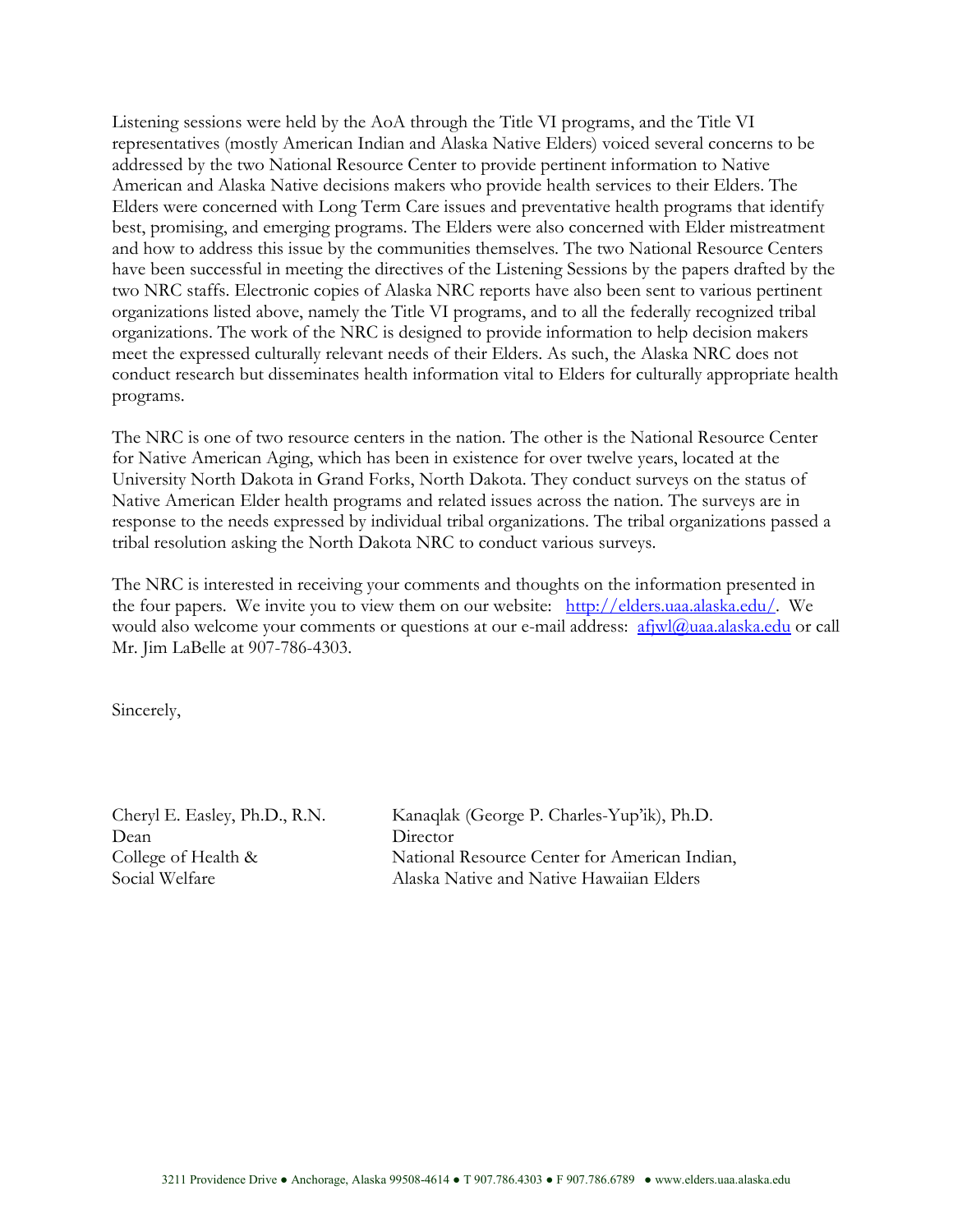Listening sessions were held by the AoA through the Title VI programs, and the Title VI representatives (mostly American Indian and Alaska Native Elders) voiced several concerns to be addressed by the two National Resource Center to provide pertinent information to Native American and Alaska Native decisions makers who provide health services to their Elders. The Elders were concerned with Long Term Care issues and preventative health programs that identify best, promising, and emerging programs. The Elders were also concerned with Elder mistreatment and how to address this issue by the communities themselves. The two National Resource Centers have been successful in meeting the directives of the Listening Sessions by the papers drafted by the two NRC staffs. Electronic copies of Alaska NRC reports have also been sent to various pertinent organizations listed above, namely the Title VI programs, and to all the federally recognized tribal organizations. The work of the NRC is designed to provide information to help decision makers meet the expressed culturally relevant needs of their Elders. As such, the Alaska NRC does not conduct research but disseminates health information vital to Elders for culturally appropriate health programs.

The NRC is one of two resource centers in the nation. The other is the National Resource Center for Native American Aging, which has been in existence for over twelve years, located at the University North Dakota in Grand Forks, North Dakota. They conduct surveys on the status of Native American Elder health programs and related issues across the nation. The surveys are in response to the needs expressed by individual tribal organizations. The tribal organizations passed a tribal resolution asking the North Dakota NRC to conduct various surveys.

The NRC is interested in receiving your comments and thoughts on the information presented in the four papers. We invite you to view them on our website: http://elders.uaa.alaska.edu/. We would also welcome your comments or questions at our e-mail address: afjwl@uaa.alaska.edu or call Mr. Jim LaBelle at 907-786-4303.

Sincerely,

Cheryl E. Easley, Ph.D., R.N.
Dean
College of Health & Social Welfare

Kanaqlak (George P. Charles-Yup'ik), Ph.D.
Director
National Resource Center for American Indian, Alaska Native and Native Hawaiian Elders

3211 Providence Drive ● Anchorage, Alaska 99508-4614 ● T 907.786.4303 ● F 907.786.6789 ● www.elders.uaa.alaska.edu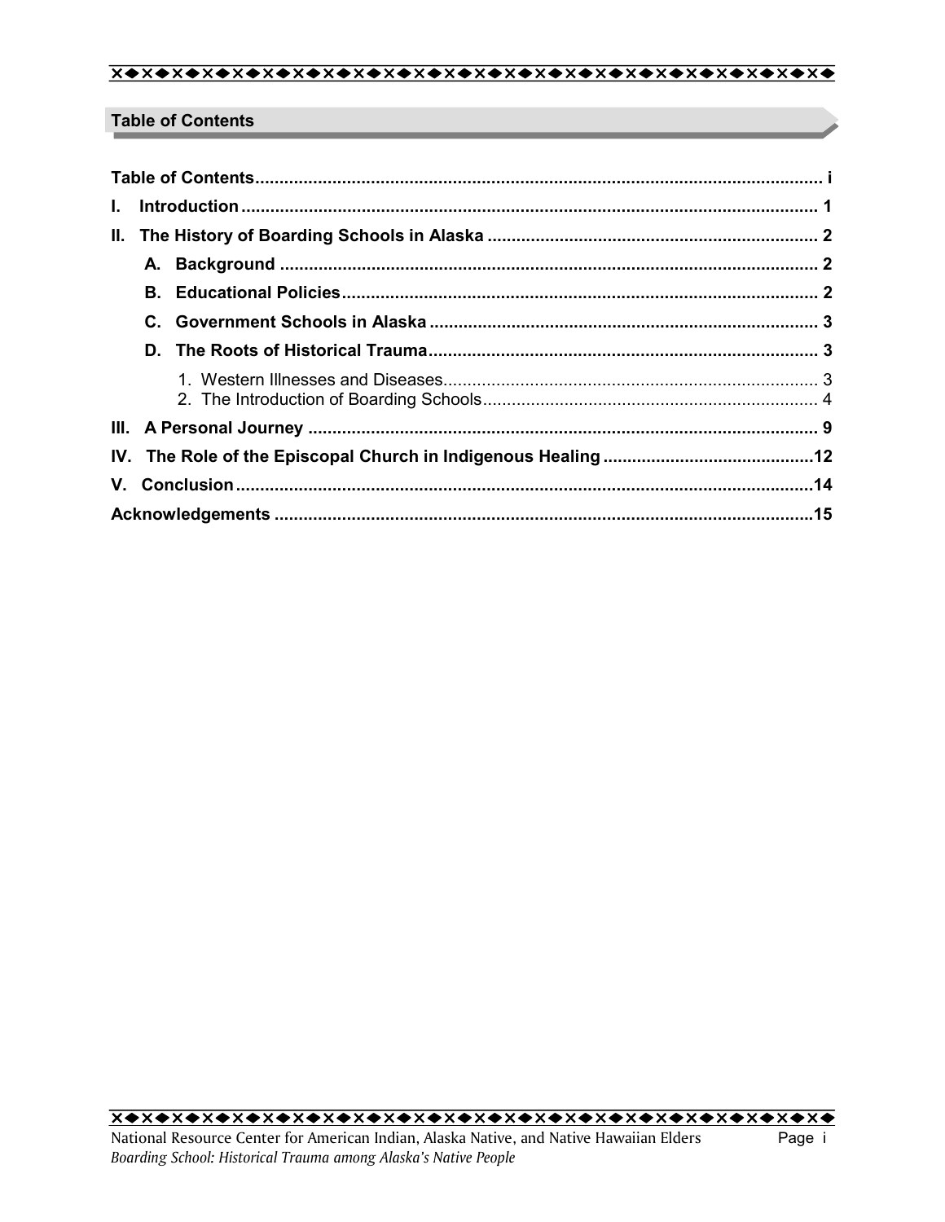## Table of Contents

| | |
|---|---|
| **Table of Contents** | **i** |
| **I. Introduction** | **1** |
| **II. The History of Boarding Schools in Alaska** | **2** |
| **A. Background** | **2** |
| **B. Educational Policies** | **2** |
| **C. Government Schools in Alaska** | **3** |
| **D. The Roots of Historical Trauma** | **3** |
| 1. Western Illnesses and Diseases | 3 |
| 2. The Introduction of Boarding Schools | 4 |
| **III. A Personal Journey** | **9** |
| **IV. The Role of the Episcopal Church in Indigenous Healing** | **12** |
| **V. Conclusion** | **14** |
| **Acknowledgements** | **15** |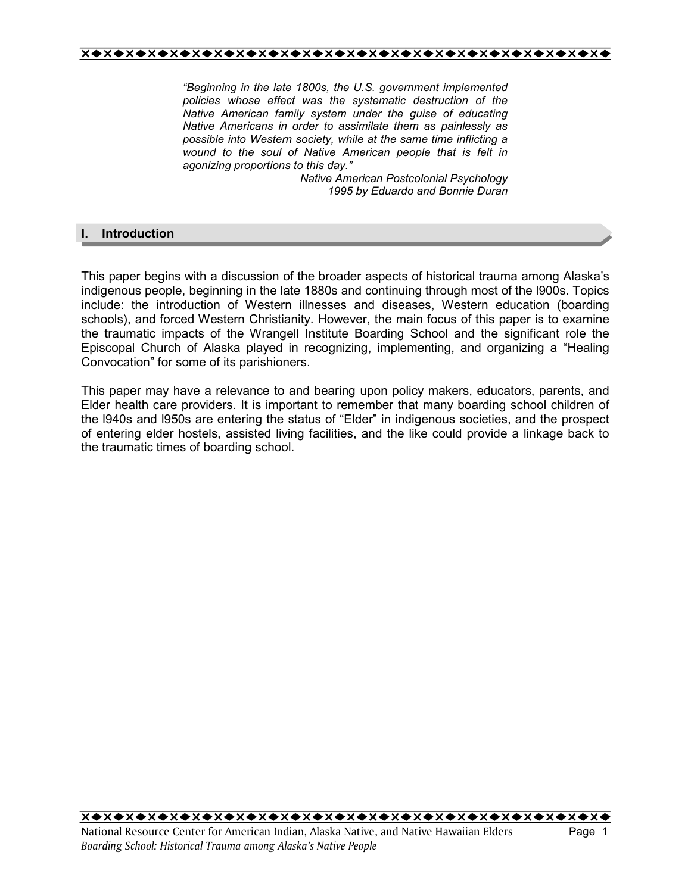*"Beginning in the late 1800s, the U.S. government implemented policies whose effect was the systematic destruction of the Native American family system under the guise of educating Native Americans in order to assimilate them as painlessly as possible into Western society, while at the same time inflicting a wound to the soul of Native American people that is felt in agonizing proportions to this day."*

*Native American Postcolonial Psychology*
*1995 by Eduardo and Bonnie Duran*

## I. Introduction

This paper begins with a discussion of the broader aspects of historical trauma among Alaska's indigenous people, beginning in the late 1880s and continuing through most of the l900s. Topics include: the introduction of Western illnesses and diseases, Western education (boarding schools), and forced Western Christianity. However, the main focus of this paper is to examine the traumatic impacts of the Wrangell Institute Boarding School and the significant role the Episcopal Church of Alaska played in recognizing, implementing, and organizing a "Healing Convocation" for some of its parishioners.

This paper may have a relevance to and bearing upon policy makers, educators, parents, and Elder health care providers. It is important to remember that many boarding school children of the l940s and l950s are entering the status of "Elder" in indigenous societies, and the prospect of entering elder hostels, assisted living facilities, and the like could provide a linkage back to the traumatic times of boarding school.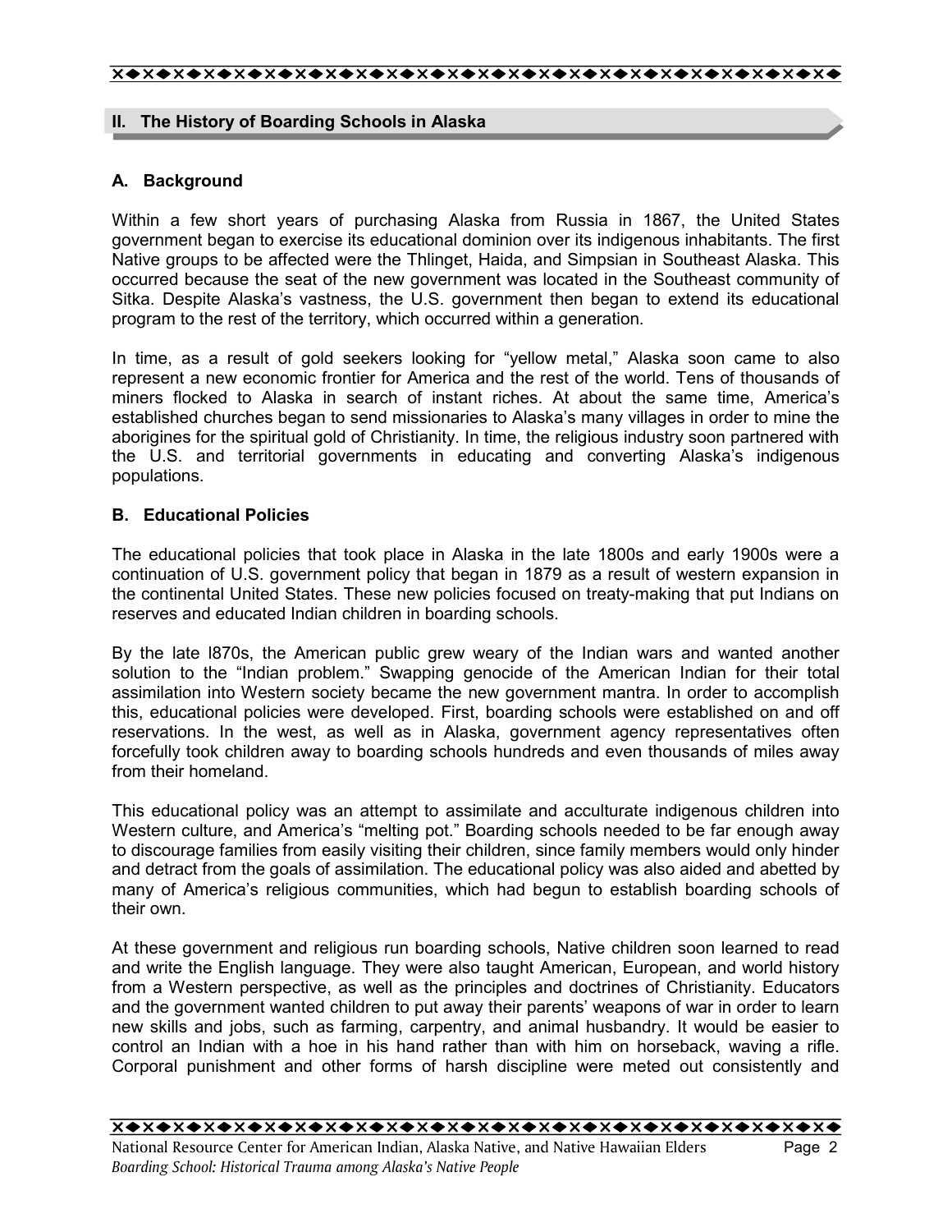## II. The History of Boarding Schools in Alaska

### A. Background

Within a few short years of purchasing Alaska from Russia in 1867, the United States government began to exercise its educational dominion over its indigenous inhabitants. The first Native groups to be affected were the Thlinget, Haida, and Simpsian in Southeast Alaska. This occurred because the seat of the new government was located in the Southeast community of Sitka. Despite Alaska's vastness, the U.S. government then began to extend its educational program to the rest of the territory, which occurred within a generation.

In time, as a result of gold seekers looking for "yellow metal," Alaska soon came to also represent a new economic frontier for America and the rest of the world. Tens of thousands of miners flocked to Alaska in search of instant riches. At about the same time, America's established churches began to send missionaries to Alaska's many villages in order to mine the aborigines for the spiritual gold of Christianity. In time, the religious industry soon partnered with the U.S. and territorial governments in educating and converting Alaska's indigenous populations.

### B. Educational Policies

The educational policies that took place in Alaska in the late 1800s and early 1900s were a continuation of U.S. government policy that began in 1879 as a result of western expansion in the continental United States. These new policies focused on treaty-making that put Indians on reserves and educated Indian children in boarding schools.

By the late l870s, the American public grew weary of the Indian wars and wanted another solution to the "Indian problem." Swapping genocide of the American Indian for their total assimilation into Western society became the new government mantra. In order to accomplish this, educational policies were developed. First, boarding schools were established on and off reservations. In the west, as well as in Alaska, government agency representatives often forcefully took children away to boarding schools hundreds and even thousands of miles away from their homeland.

This educational policy was an attempt to assimilate and acculturate indigenous children into Western culture, and America's "melting pot." Boarding schools needed to be far enough away to discourage families from easily visiting their children, since family members would only hinder and detract from the goals of assimilation. The educational policy was also aided and abetted by many of America's religious communities, which had begun to establish boarding schools of their own.

At these government and religious run boarding schools, Native children soon learned to read and write the English language. They were also taught American, European, and world history from a Western perspective, as well as the principles and doctrines of Christianity. Educators and the government wanted children to put away their parents' weapons of war in order to learn new skills and jobs, such as farming, carpentry, and animal husbandry. It would be easier to control an Indian with a hoe in his hand rather than with him on horseback, waving a rifle. Corporal punishment and other forms of harsh discipline were meted out consistently and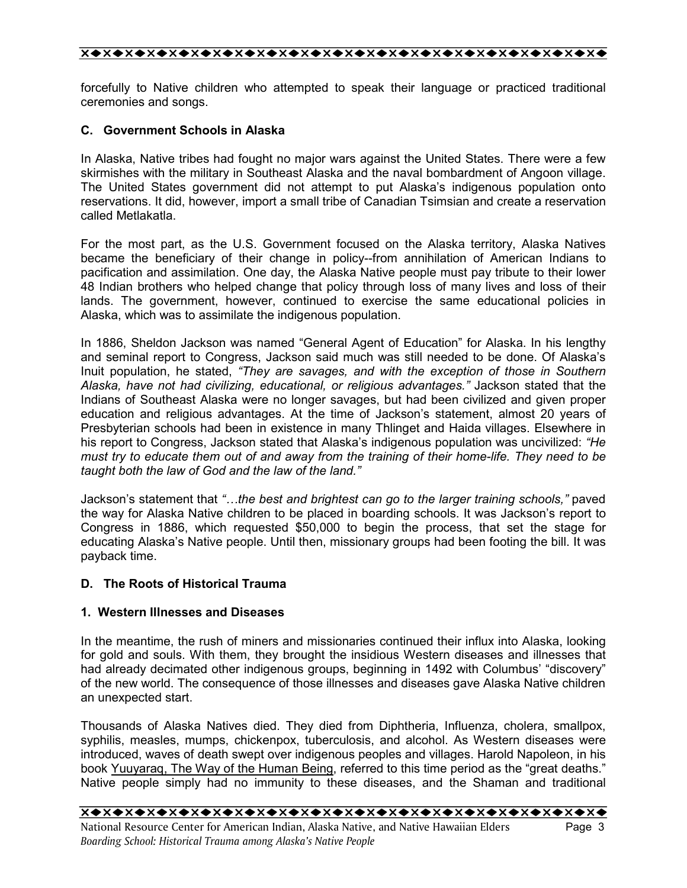forcefully to Native children who attempted to speak their language or practiced traditional ceremonies and songs.

### C. Government Schools in Alaska

In Alaska, Native tribes had fought no major wars against the United States. There were a few skirmishes with the military in Southeast Alaska and the naval bombardment of Angoon village. The United States government did not attempt to put Alaska's indigenous population onto reservations. It did, however, import a small tribe of Canadian Tsimsian and create a reservation called Metlakatla.

For the most part, as the U.S. Government focused on the Alaska territory, Alaska Natives became the beneficiary of their change in policy--from annihilation of American Indians to pacification and assimilation. One day, the Alaska Native people must pay tribute to their lower 48 Indian brothers who helped change that policy through loss of many lives and loss of their lands. The government, however, continued to exercise the same educational policies in Alaska, which was to assimilate the indigenous population.

In 1886, Sheldon Jackson was named "General Agent of Education" for Alaska. In his lengthy and seminal report to Congress, Jackson said much was still needed to be done. Of Alaska's Inuit population, he stated, *"They are savages, and with the exception of those in Southern Alaska, have not had civilizing, educational, or religious advantages."* Jackson stated that the Indians of Southeast Alaska were no longer savages, but had been civilized and given proper education and religious advantages. At the time of Jackson's statement, almost 20 years of Presbyterian schools had been in existence in many Thlinget and Haida villages. Elsewhere in his report to Congress, Jackson stated that Alaska's indigenous population was uncivilized: *"He must try to educate them out of and away from the training of their home-life. They need to be taught both the law of God and the law of the land."*

Jackson's statement that *"…the best and brightest can go to the larger training schools,"* paved the way for Alaska Native children to be placed in boarding schools. It was Jackson's report to Congress in 1886, which requested $50,000 to begin the process, that set the stage for educating Alaska's Native people. Until then, missionary groups had been footing the bill. It was payback time.

### D. The Roots of Historical Trauma

#### 1. Western Illnesses and Diseases

In the meantime, the rush of miners and missionaries continued their influx into Alaska, looking for gold and souls. With them, they brought the insidious Western diseases and illnesses that had already decimated other indigenous groups, beginning in 1492 with Columbus' "discovery" of the new world. The consequence of those illnesses and diseases gave Alaska Native children an unexpected start.

Thousands of Alaska Natives died. They died from Diphtheria, Influenza, cholera, smallpox, syphilis, measles, mumps, chickenpox, tuberculosis, and alcohol. As Western diseases were introduced, waves of death swept over indigenous peoples and villages. Harold Napoleon, in his book Yuuyaraq, The Way of the Human Being, referred to this time period as the "great deaths." Native people simply had no immunity to these diseases, and the Shaman and traditional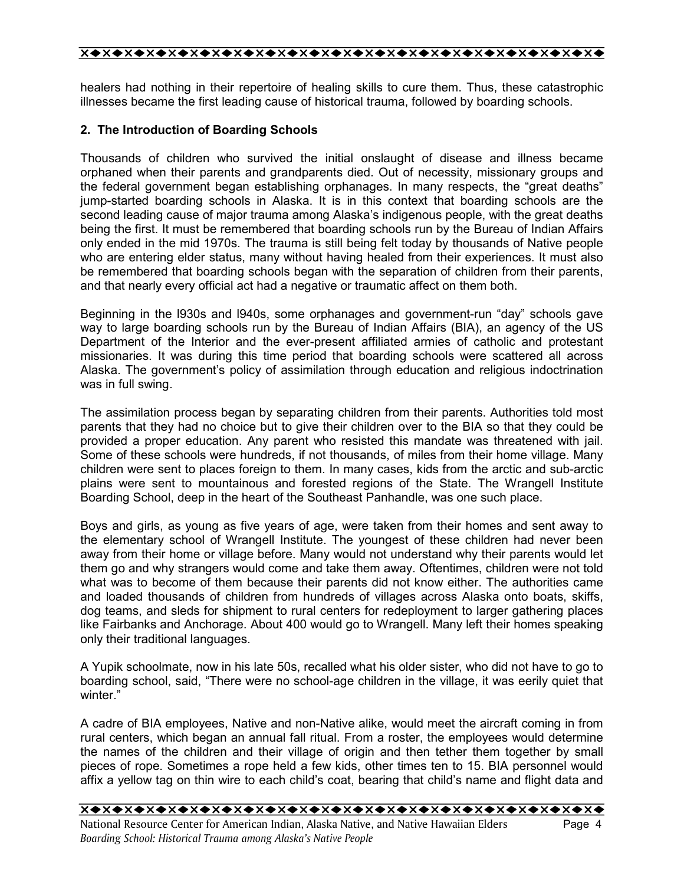healers had nothing in their repertoire of healing skills to cure them. Thus, these catastrophic illnesses became the first leading cause of historical trauma, followed by boarding schools.

### 2. The Introduction of Boarding Schools

Thousands of children who survived the initial onslaught of disease and illness became orphaned when their parents and grandparents died. Out of necessity, missionary groups and the federal government began establishing orphanages. In many respects, the "great deaths" jump-started boarding schools in Alaska. It is in this context that boarding schools are the second leading cause of major trauma among Alaska's indigenous people, with the great deaths being the first. It must be remembered that boarding schools run by the Bureau of Indian Affairs only ended in the mid 1970s. The trauma is still being felt today by thousands of Native people who are entering elder status, many without having healed from their experiences. It must also be remembered that boarding schools began with the separation of children from their parents, and that nearly every official act had a negative or traumatic affect on them both.

Beginning in the l930s and l940s, some orphanages and government-run "day" schools gave way to large boarding schools run by the Bureau of Indian Affairs (BIA), an agency of the US Department of the Interior and the ever-present affiliated armies of catholic and protestant missionaries. It was during this time period that boarding schools were scattered all across Alaska. The government's policy of assimilation through education and religious indoctrination was in full swing.

The assimilation process began by separating children from their parents. Authorities told most parents that they had no choice but to give their children over to the BIA so that they could be provided a proper education. Any parent who resisted this mandate was threatened with jail. Some of these schools were hundreds, if not thousands, of miles from their home village. Many children were sent to places foreign to them. In many cases, kids from the arctic and sub-arctic plains were sent to mountainous and forested regions of the State. The Wrangell Institute Boarding School, deep in the heart of the Southeast Panhandle, was one such place.

Boys and girls, as young as five years of age, were taken from their homes and sent away to the elementary school of Wrangell Institute. The youngest of these children had never been away from their home or village before. Many would not understand why their parents would let them go and why strangers would come and take them away. Oftentimes, children were not told what was to become of them because their parents did not know either. The authorities came and loaded thousands of children from hundreds of villages across Alaska onto boats, skiffs, dog teams, and sleds for shipment to rural centers for redeployment to larger gathering places like Fairbanks and Anchorage. About 400 would go to Wrangell. Many left their homes speaking only their traditional languages.

A Yupik schoolmate, now in his late 50s, recalled what his older sister, who did not have to go to boarding school, said, "There were no school-age children in the village, it was eerily quiet that winter."

A cadre of BIA employees, Native and non-Native alike, would meet the aircraft coming in from rural centers, which began an annual fall ritual. From a roster, the employees would determine the names of the children and their village of origin and then tether them together by small pieces of rope. Sometimes a rope held a few kids, other times ten to 15. BIA personnel would affix a yellow tag on thin wire to each child's coat, bearing that child's name and flight data and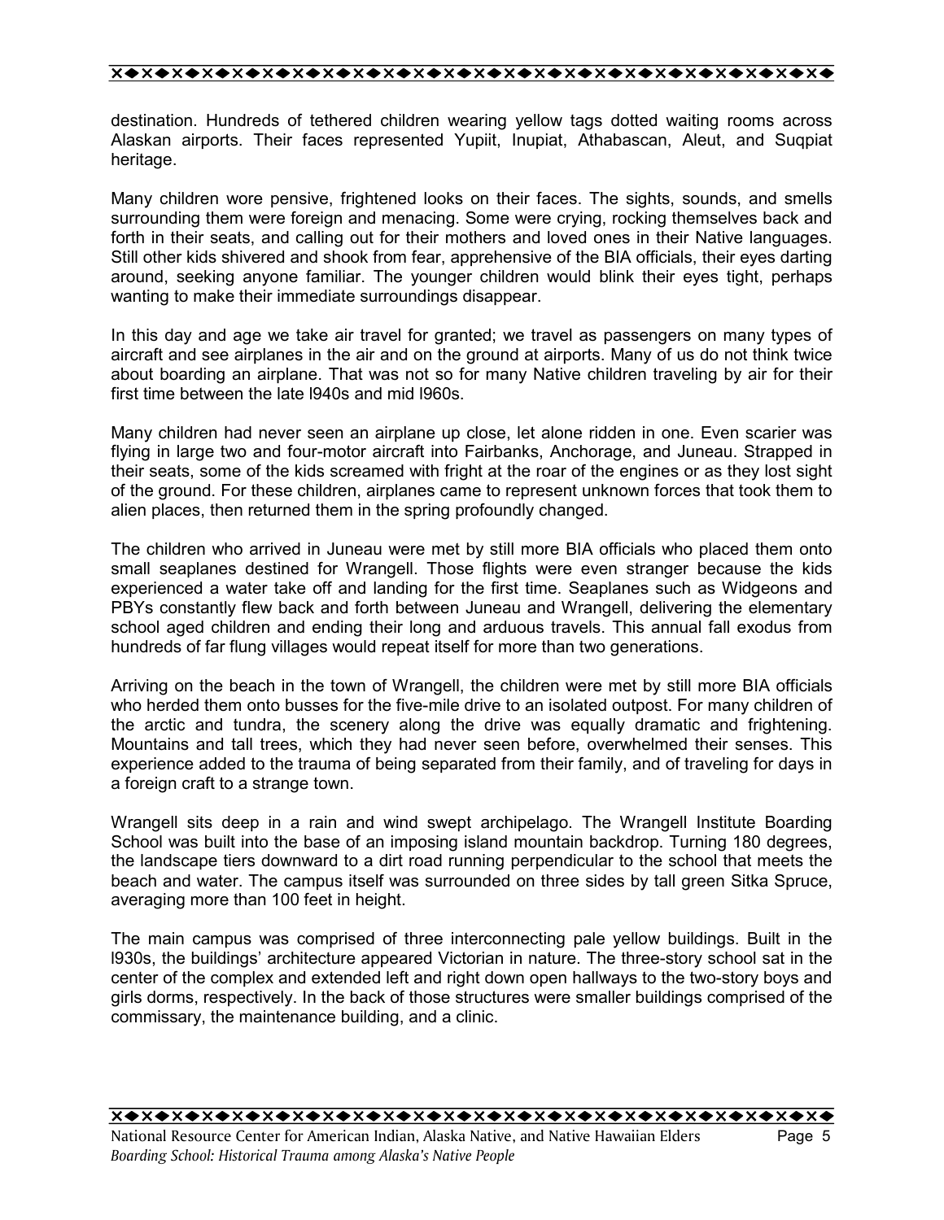destination. Hundreds of tethered children wearing yellow tags dotted waiting rooms across Alaskan airports. Their faces represented Yupiit, Inupiat, Athabascan, Aleut, and Suqpiat heritage.

Many children wore pensive, frightened looks on their faces. The sights, sounds, and smells surrounding them were foreign and menacing. Some were crying, rocking themselves back and forth in their seats, and calling out for their mothers and loved ones in their Native languages. Still other kids shivered and shook from fear, apprehensive of the BIA officials, their eyes darting around, seeking anyone familiar. The younger children would blink their eyes tight, perhaps wanting to make their immediate surroundings disappear.

In this day and age we take air travel for granted; we travel as passengers on many types of aircraft and see airplanes in the air and on the ground at airports. Many of us do not think twice about boarding an airplane. That was not so for many Native children traveling by air for their first time between the late l940s and mid l960s.

Many children had never seen an airplane up close, let alone ridden in one. Even scarier was flying in large two and four-motor aircraft into Fairbanks, Anchorage, and Juneau. Strapped in their seats, some of the kids screamed with fright at the roar of the engines or as they lost sight of the ground. For these children, airplanes came to represent unknown forces that took them to alien places, then returned them in the spring profoundly changed.

The children who arrived in Juneau were met by still more BIA officials who placed them onto small seaplanes destined for Wrangell. Those flights were even stranger because the kids experienced a water take off and landing for the first time. Seaplanes such as Widgeons and PBYs constantly flew back and forth between Juneau and Wrangell, delivering the elementary school aged children and ending their long and arduous travels. This annual fall exodus from hundreds of far flung villages would repeat itself for more than two generations.

Arriving on the beach in the town of Wrangell, the children were met by still more BIA officials who herded them onto busses for the five-mile drive to an isolated outpost. For many children of the arctic and tundra, the scenery along the drive was equally dramatic and frightening. Mountains and tall trees, which they had never seen before, overwhelmed their senses. This experience added to the trauma of being separated from their family, and of traveling for days in a foreign craft to a strange town.

Wrangell sits deep in a rain and wind swept archipelago. The Wrangell Institute Boarding School was built into the base of an imposing island mountain backdrop. Turning 180 degrees, the landscape tiers downward to a dirt road running perpendicular to the school that meets the beach and water. The campus itself was surrounded on three sides by tall green Sitka Spruce, averaging more than 100 feet in height.

The main campus was comprised of three interconnecting pale yellow buildings. Built in the l930s, the buildings' architecture appeared Victorian in nature. The three-story school sat in the center of the complex and extended left and right down open hallways to the two-story boys and girls dorms, respectively. In the back of those structures were smaller buildings comprised of the commissary, the maintenance building, and a clinic.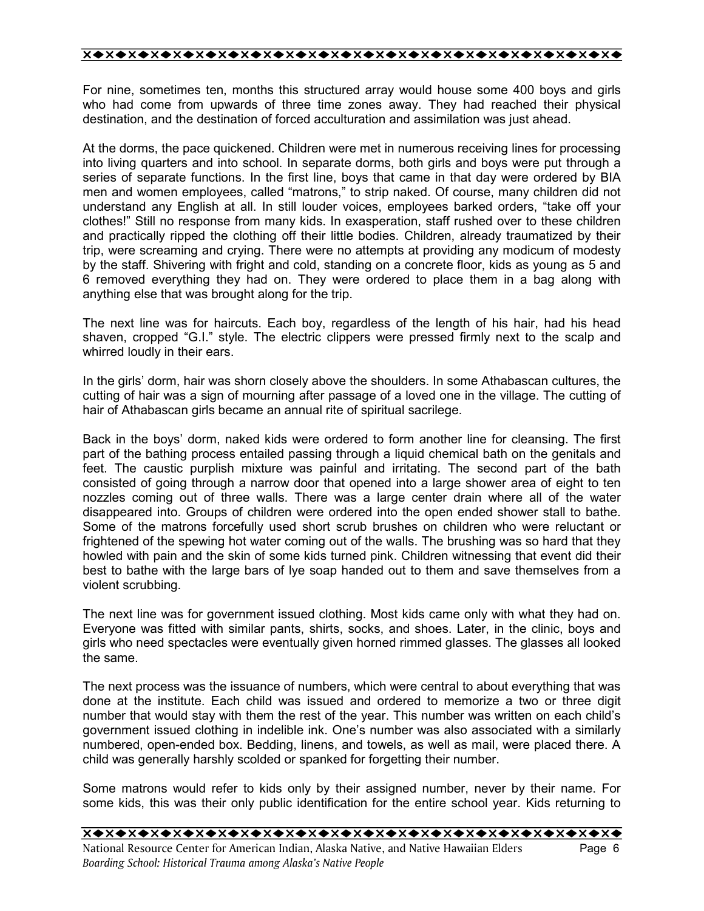For nine, sometimes ten, months this structured array would house some 400 boys and girls who had come from upwards of three time zones away. They had reached their physical destination, and the destination of forced acculturation and assimilation was just ahead.

At the dorms, the pace quickened. Children were met in numerous receiving lines for processing into living quarters and into school. In separate dorms, both girls and boys were put through a series of separate functions. In the first line, boys that came in that day were ordered by BIA men and women employees, called "matrons," to strip naked. Of course, many children did not understand any English at all. In still louder voices, employees barked orders, "take off your clothes!" Still no response from many kids. In exasperation, staff rushed over to these children and practically ripped the clothing off their little bodies. Children, already traumatized by their trip, were screaming and crying. There were no attempts at providing any modicum of modesty by the staff. Shivering with fright and cold, standing on a concrete floor, kids as young as 5 and 6 removed everything they had on. They were ordered to place them in a bag along with anything else that was brought along for the trip.

The next line was for haircuts. Each boy, regardless of the length of his hair, had his head shaven, cropped "G.I." style. The electric clippers were pressed firmly next to the scalp and whirred loudly in their ears.

In the girls' dorm, hair was shorn closely above the shoulders. In some Athabascan cultures, the cutting of hair was a sign of mourning after passage of a loved one in the village. The cutting of hair of Athabascan girls became an annual rite of spiritual sacrilege.

Back in the boys' dorm, naked kids were ordered to form another line for cleansing. The first part of the bathing process entailed passing through a liquid chemical bath on the genitals and feet. The caustic purplish mixture was painful and irritating. The second part of the bath consisted of going through a narrow door that opened into a large shower area of eight to ten nozzles coming out of three walls. There was a large center drain where all of the water disappeared into. Groups of children were ordered into the open ended shower stall to bathe. Some of the matrons forcefully used short scrub brushes on children who were reluctant or frightened of the spewing hot water coming out of the walls. The brushing was so hard that they howled with pain and the skin of some kids turned pink. Children witnessing that event did their best to bathe with the large bars of lye soap handed out to them and save themselves from a violent scrubbing.

The next line was for government issued clothing. Most kids came only with what they had on. Everyone was fitted with similar pants, shirts, socks, and shoes. Later, in the clinic, boys and girls who need spectacles were eventually given horned rimmed glasses. The glasses all looked the same.

The next process was the issuance of numbers, which were central to about everything that was done at the institute. Each child was issued and ordered to memorize a two or three digit number that would stay with them the rest of the year. This number was written on each child's government issued clothing in indelible ink. One's number was also associated with a similarly numbered, open-ended box. Bedding, linens, and towels, as well as mail, were placed there. A child was generally harshly scolded or spanked for forgetting their number.

Some matrons would refer to kids only by their assigned number, never by their name. For some kids, this was their only public identification for the entire school year. Kids returning to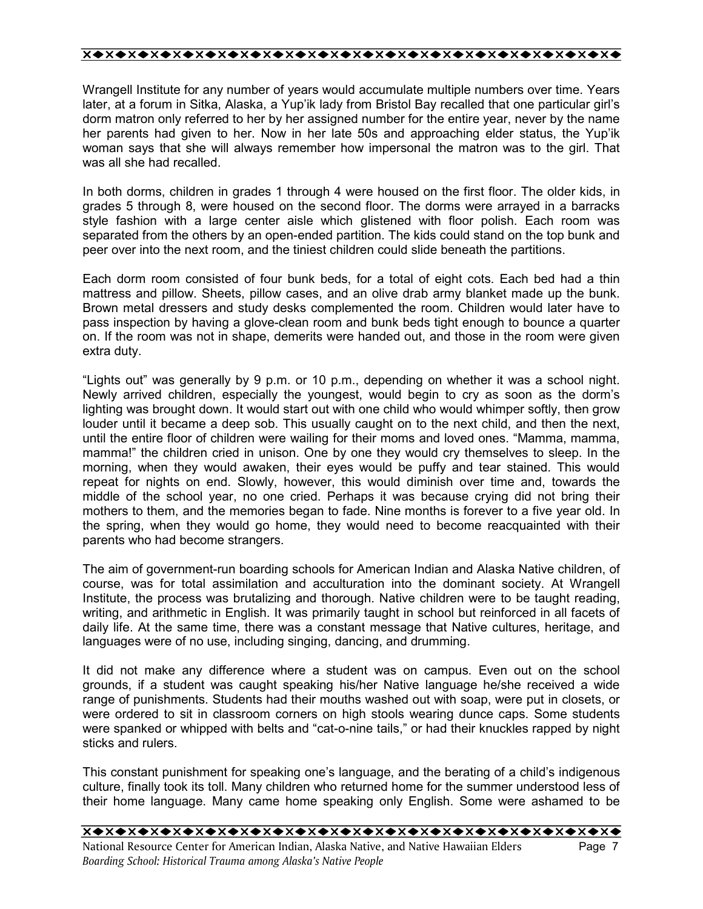Wrangell Institute for any number of years would accumulate multiple numbers over time. Years later, at a forum in Sitka, Alaska, a Yup'ik lady from Bristol Bay recalled that one particular girl's dorm matron only referred to her by her assigned number for the entire year, never by the name her parents had given to her. Now in her late 50s and approaching elder status, the Yup'ik woman says that she will always remember how impersonal the matron was to the girl. That was all she had recalled.

In both dorms, children in grades 1 through 4 were housed on the first floor. The older kids, in grades 5 through 8, were housed on the second floor. The dorms were arrayed in a barracks style fashion with a large center aisle which glistened with floor polish. Each room was separated from the others by an open-ended partition. The kids could stand on the top bunk and peer over into the next room, and the tiniest children could slide beneath the partitions.

Each dorm room consisted of four bunk beds, for a total of eight cots. Each bed had a thin mattress and pillow. Sheets, pillow cases, and an olive drab army blanket made up the bunk. Brown metal dressers and study desks complemented the room. Children would later have to pass inspection by having a glove-clean room and bunk beds tight enough to bounce a quarter on. If the room was not in shape, demerits were handed out, and those in the room were given extra duty.

"Lights out" was generally by 9 p.m. or 10 p.m., depending on whether it was a school night. Newly arrived children, especially the youngest, would begin to cry as soon as the dorm's lighting was brought down. It would start out with one child who would whimper softly, then grow louder until it became a deep sob. This usually caught on to the next child, and then the next, until the entire floor of children were wailing for their moms and loved ones. "Mamma, mamma, mamma!" the children cried in unison. One by one they would cry themselves to sleep. In the morning, when they would awaken, their eyes would be puffy and tear stained. This would repeat for nights on end. Slowly, however, this would diminish over time and, towards the middle of the school year, no one cried. Perhaps it was because crying did not bring their mothers to them, and the memories began to fade. Nine months is forever to a five year old. In the spring, when they would go home, they would need to become reacquainted with their parents who had become strangers.

The aim of government-run boarding schools for American Indian and Alaska Native children, of course, was for total assimilation and acculturation into the dominant society. At Wrangell Institute, the process was brutalizing and thorough. Native children were to be taught reading, writing, and arithmetic in English. It was primarily taught in school but reinforced in all facets of daily life. At the same time, there was a constant message that Native cultures, heritage, and languages were of no use, including singing, dancing, and drumming.

It did not make any difference where a student was on campus. Even out on the school grounds, if a student was caught speaking his/her Native language he/she received a wide range of punishments. Students had their mouths washed out with soap, were put in closets, or were ordered to sit in classroom corners on high stools wearing dunce caps. Some students were spanked or whipped with belts and "cat-o-nine tails," or had their knuckles rapped by night sticks and rulers.

This constant punishment for speaking one's language, and the berating of a child's indigenous culture, finally took its toll. Many children who returned home for the summer understood less of their home language. Many came home speaking only English. Some were ashamed to be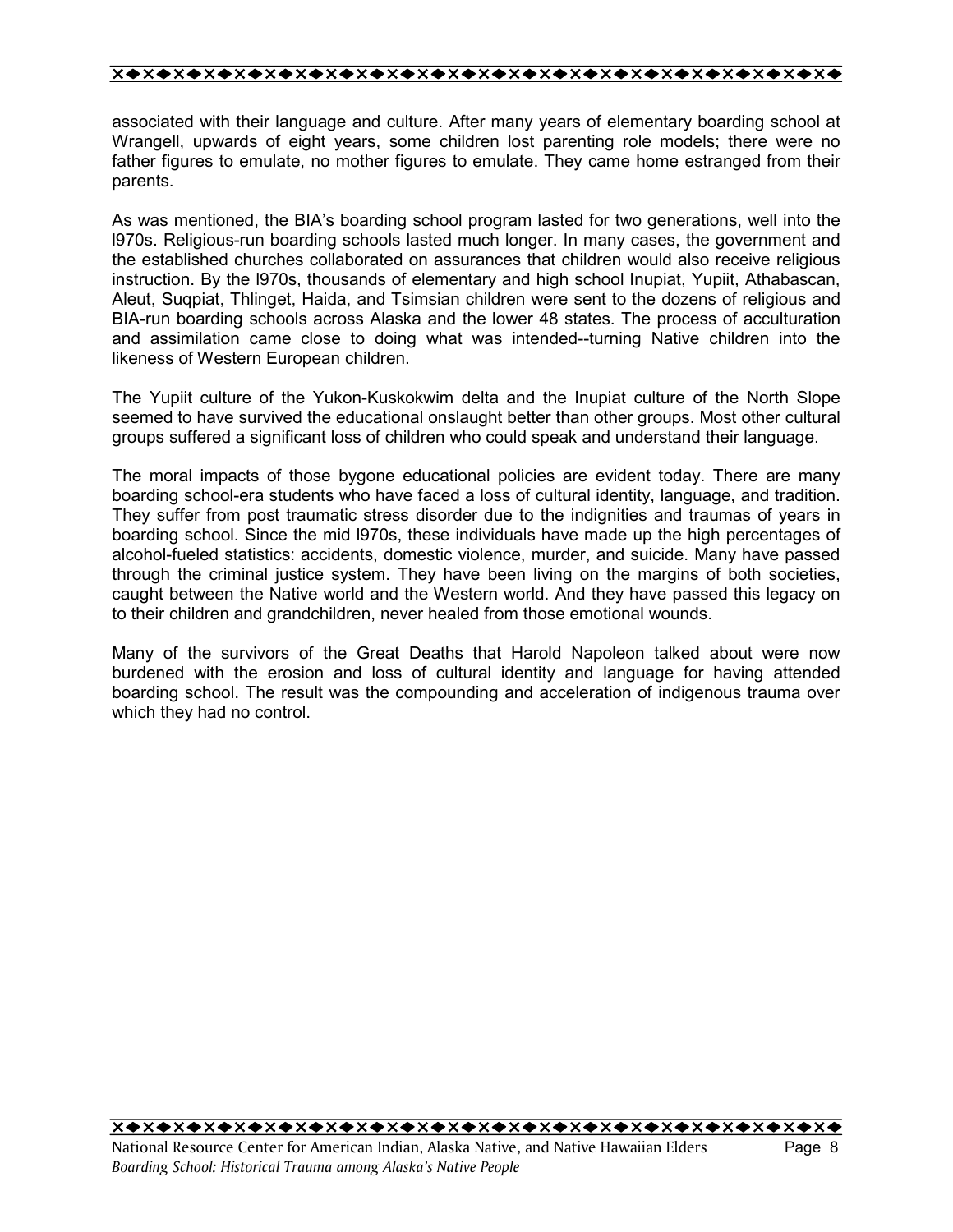associated with their language and culture. After many years of elementary boarding school at Wrangell, upwards of eight years, some children lost parenting role models; there were no father figures to emulate, no mother figures to emulate. They came home estranged from their parents.

As was mentioned, the BIA's boarding school program lasted for two generations, well into the l970s. Religious-run boarding schools lasted much longer. In many cases, the government and the established churches collaborated on assurances that children would also receive religious instruction. By the l970s, thousands of elementary and high school Inupiat, Yupiit, Athabascan, Aleut, Suqpiat, Thlinget, Haida, and Tsimsian children were sent to the dozens of religious and BIA-run boarding schools across Alaska and the lower 48 states. The process of acculturation and assimilation came close to doing what was intended--turning Native children into the likeness of Western European children.

The Yupiit culture of the Yukon-Kuskokwim delta and the Inupiat culture of the North Slope seemed to have survived the educational onslaught better than other groups. Most other cultural groups suffered a significant loss of children who could speak and understand their language.

The moral impacts of those bygone educational policies are evident today. There are many boarding school-era students who have faced a loss of cultural identity, language, and tradition. They suffer from post traumatic stress disorder due to the indignities and traumas of years in boarding school. Since the mid l970s, these individuals have made up the high percentages of alcohol-fueled statistics: accidents, domestic violence, murder, and suicide. Many have passed through the criminal justice system. They have been living on the margins of both societies, caught between the Native world and the Western world. And they have passed this legacy on to their children and grandchildren, never healed from those emotional wounds.

Many of the survivors of the Great Deaths that Harold Napoleon talked about were now burdened with the erosion and loss of cultural identity and language for having attended boarding school. The result was the compounding and acceleration of indigenous trauma over which they had no control.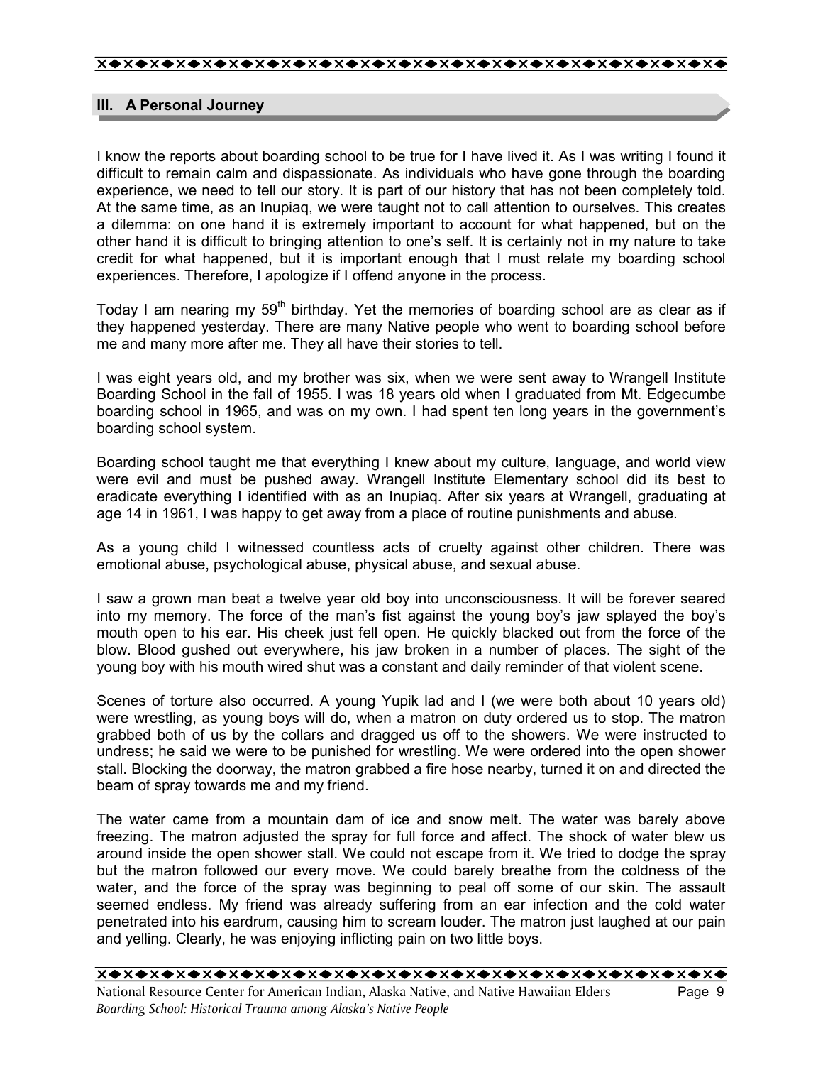## III. A Personal Journey

I know the reports about boarding school to be true for I have lived it. As I was writing I found it difficult to remain calm and dispassionate. As individuals who have gone through the boarding experience, we need to tell our story. It is part of our history that has not been completely told. At the same time, as an Inupiaq, we were taught not to call attention to ourselves. This creates a dilemma: on one hand it is extremely important to account for what happened, but on the other hand it is difficult to bringing attention to one's self. It is certainly not in my nature to take credit for what happened, but it is important enough that I must relate my boarding school experiences. Therefore, I apologize if I offend anyone in the process.

Today I am nearing my 59th birthday. Yet the memories of boarding school are as clear as if they happened yesterday. There are many Native people who went to boarding school before me and many more after me. They all have their stories to tell.

I was eight years old, and my brother was six, when we were sent away to Wrangell Institute Boarding School in the fall of 1955. I was 18 years old when I graduated from Mt. Edgecumbe boarding school in 1965, and was on my own. I had spent ten long years in the government's boarding school system.

Boarding school taught me that everything I knew about my culture, language, and world view were evil and must be pushed away. Wrangell Institute Elementary school did its best to eradicate everything I identified with as an Inupiaq. After six years at Wrangell, graduating at age 14 in 1961, I was happy to get away from a place of routine punishments and abuse.

As a young child I witnessed countless acts of cruelty against other children. There was emotional abuse, psychological abuse, physical abuse, and sexual abuse.

I saw a grown man beat a twelve year old boy into unconsciousness. It will be forever seared into my memory. The force of the man's fist against the young boy's jaw splayed the boy's mouth open to his ear. His cheek just fell open. He quickly blacked out from the force of the blow. Blood gushed out everywhere, his jaw broken in a number of places. The sight of the young boy with his mouth wired shut was a constant and daily reminder of that violent scene.

Scenes of torture also occurred. A young Yupik lad and I (we were both about 10 years old) were wrestling, as young boys will do, when a matron on duty ordered us to stop. The matron grabbed both of us by the collars and dragged us off to the showers. We were instructed to undress; he said we were to be punished for wrestling. We were ordered into the open shower stall. Blocking the doorway, the matron grabbed a fire hose nearby, turned it on and directed the beam of spray towards me and my friend.

The water came from a mountain dam of ice and snow melt. The water was barely above freezing. The matron adjusted the spray for full force and affect. The shock of water blew us around inside the open shower stall. We could not escape from it. We tried to dodge the spray but the matron followed our every move. We could barely breathe from the coldness of the water, and the force of the spray was beginning to peal off some of our skin. The assault seemed endless. My friend was already suffering from an ear infection and the cold water penetrated into his eardrum, causing him to scream louder. The matron just laughed at our pain and yelling. Clearly, he was enjoying inflicting pain on two little boys.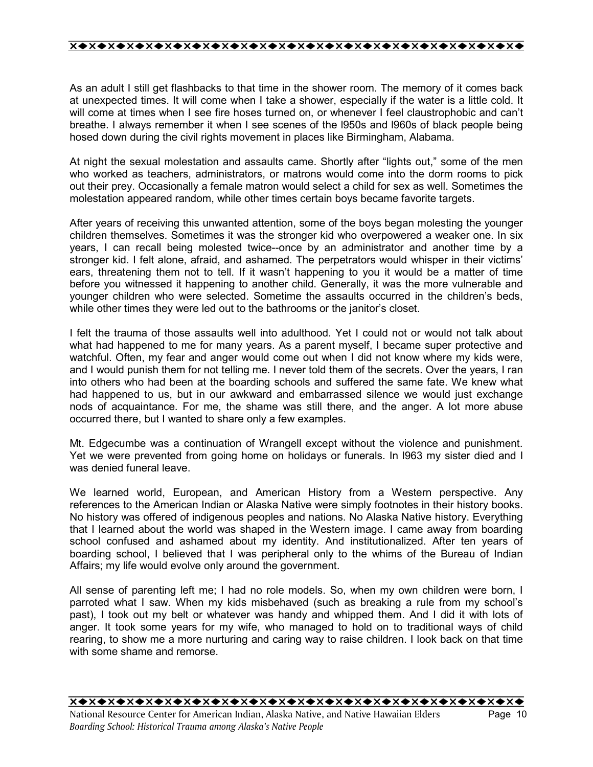As an adult I still get flashbacks to that time in the shower room. The memory of it comes back at unexpected times. It will come when I take a shower, especially if the water is a little cold. It will come at times when I see fire hoses turned on, or whenever I feel claustrophobic and can't breathe. I always remember it when I see scenes of the l950s and l960s of black people being hosed down during the civil rights movement in places like Birmingham, Alabama.

At night the sexual molestation and assaults came. Shortly after "lights out," some of the men who worked as teachers, administrators, or matrons would come into the dorm rooms to pick out their prey. Occasionally a female matron would select a child for sex as well. Sometimes the molestation appeared random, while other times certain boys became favorite targets.

After years of receiving this unwanted attention, some of the boys began molesting the younger children themselves. Sometimes it was the stronger kid who overpowered a weaker one. In six years, I can recall being molested twice--once by an administrator and another time by a stronger kid. I felt alone, afraid, and ashamed. The perpetrators would whisper in their victims' ears, threatening them not to tell. If it wasn't happening to you it would be a matter of time before you witnessed it happening to another child. Generally, it was the more vulnerable and younger children who were selected. Sometime the assaults occurred in the children's beds, while other times they were led out to the bathrooms or the janitor's closet.

I felt the trauma of those assaults well into adulthood. Yet I could not or would not talk about what had happened to me for many years. As a parent myself, I became super protective and watchful. Often, my fear and anger would come out when I did not know where my kids were, and I would punish them for not telling me. I never told them of the secrets. Over the years, I ran into others who had been at the boarding schools and suffered the same fate. We knew what had happened to us, but in our awkward and embarrassed silence we would just exchange nods of acquaintance. For me, the shame was still there, and the anger. A lot more abuse occurred there, but I wanted to share only a few examples.

Mt. Edgecumbe was a continuation of Wrangell except without the violence and punishment. Yet we were prevented from going home on holidays or funerals. In l963 my sister died and I was denied funeral leave.

We learned world, European, and American History from a Western perspective. Any references to the American Indian or Alaska Native were simply footnotes in their history books. No history was offered of indigenous peoples and nations. No Alaska Native history. Everything that I learned about the world was shaped in the Western image. I came away from boarding school confused and ashamed about my identity. And institutionalized. After ten years of boarding school, I believed that I was peripheral only to the whims of the Bureau of Indian Affairs; my life would evolve only around the government.

All sense of parenting left me; I had no role models. So, when my own children were born, I parroted what I saw. When my kids misbehaved (such as breaking a rule from my school's past), I took out my belt or whatever was handy and whipped them. And I did it with lots of anger. It took some years for my wife, who managed to hold on to traditional ways of child rearing, to show me a more nurturing and caring way to raise children. I look back on that time with some shame and remorse.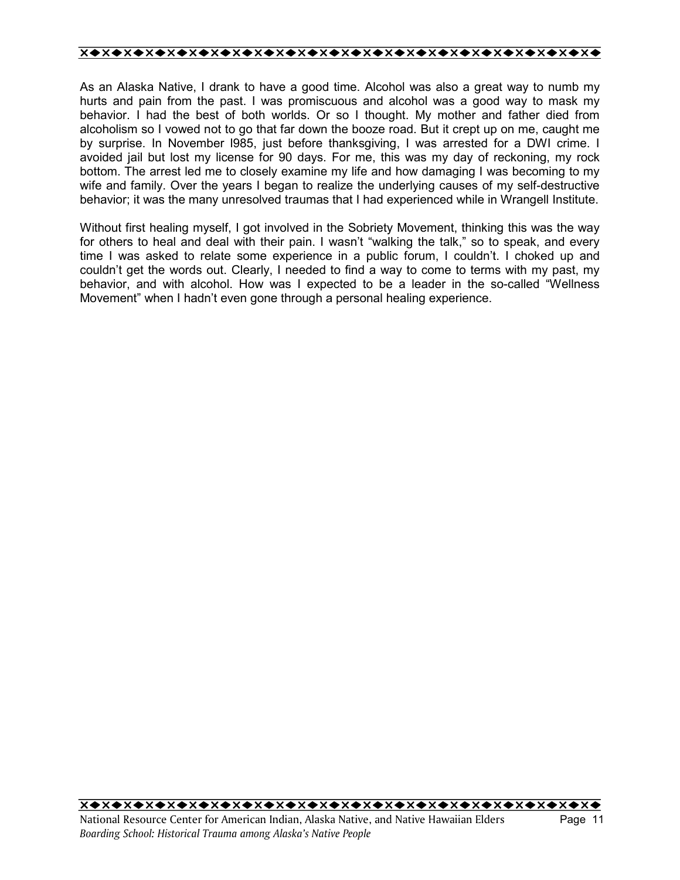As an Alaska Native, I drank to have a good time. Alcohol was also a great way to numb my hurts and pain from the past. I was promiscuous and alcohol was a good way to mask my behavior. I had the best of both worlds. Or so I thought. My mother and father died from alcoholism so I vowed not to go that far down the booze road. But it crept up on me, caught me by surprise. In November l985, just before thanksgiving, I was arrested for a DWI crime. I avoided jail but lost my license for 90 days. For me, this was my day of reckoning, my rock bottom. The arrest led me to closely examine my life and how damaging I was becoming to my wife and family. Over the years I began to realize the underlying causes of my self-destructive behavior; it was the many unresolved traumas that I had experienced while in Wrangell Institute.

Without first healing myself, I got involved in the Sobriety Movement, thinking this was the way for others to heal and deal with their pain. I wasn't "walking the talk," so to speak, and every time I was asked to relate some experience in a public forum, I couldn't. I choked up and couldn't get the words out. Clearly, I needed to find a way to come to terms with my past, my behavior, and with alcohol. How was I expected to be a leader in the so-called "Wellness Movement" when I hadn't even gone through a personal healing experience.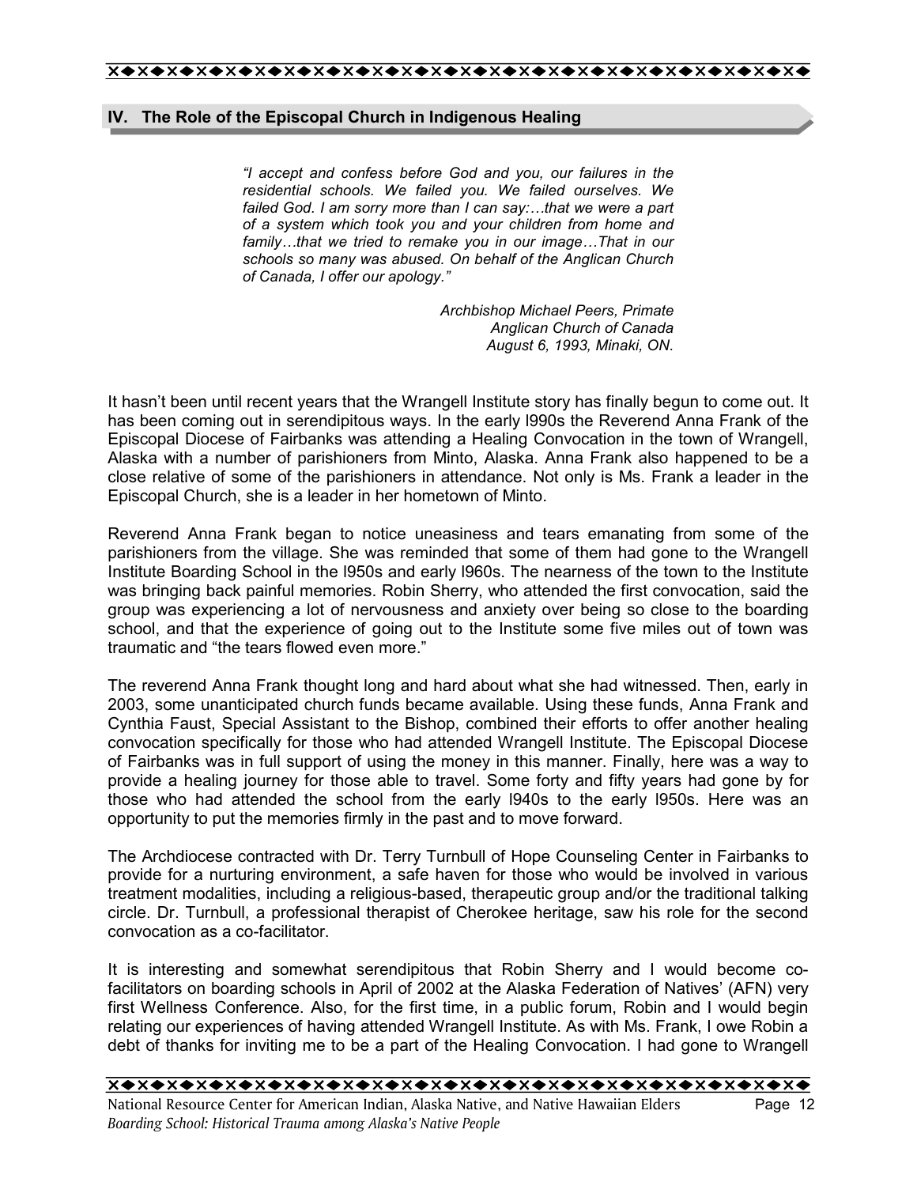## IV. The Role of the Episcopal Church in Indigenous Healing

> *"I accept and confess before God and you, our failures in the residential schools. We failed you. We failed ourselves. We failed God. I am sorry more than I can say:…that we were a part of a system which took you and your children from home and family…that we tried to remake you in our image…That in our schools so many was abused. On behalf of the Anglican Church of Canada, I offer our apology."*
>
> *Archbishop Michael Peers, Primate*
> *Anglican Church of Canada*
> *August 6, 1993, Minaki, ON.*

It hasn't been until recent years that the Wrangell Institute story has finally begun to come out. It has been coming out in serendipitous ways. In the early l990s the Reverend Anna Frank of the Episcopal Diocese of Fairbanks was attending a Healing Convocation in the town of Wrangell, Alaska with a number of parishioners from Minto, Alaska. Anna Frank also happened to be a close relative of some of the parishioners in attendance. Not only is Ms. Frank a leader in the Episcopal Church, she is a leader in her hometown of Minto.

Reverend Anna Frank began to notice uneasiness and tears emanating from some of the parishioners from the village. She was reminded that some of them had gone to the Wrangell Institute Boarding School in the l950s and early l960s. The nearness of the town to the Institute was bringing back painful memories. Robin Sherry, who attended the first convocation, said the group was experiencing a lot of nervousness and anxiety over being so close to the boarding school, and that the experience of going out to the Institute some five miles out of town was traumatic and "the tears flowed even more."

The reverend Anna Frank thought long and hard about what she had witnessed. Then, early in 2003, some unanticipated church funds became available. Using these funds, Anna Frank and Cynthia Faust, Special Assistant to the Bishop, combined their efforts to offer another healing convocation specifically for those who had attended Wrangell Institute. The Episcopal Diocese of Fairbanks was in full support of using the money in this manner. Finally, here was a way to provide a healing journey for those able to travel. Some forty and fifty years had gone by for those who had attended the school from the early l940s to the early l950s. Here was an opportunity to put the memories firmly in the past and to move forward.

The Archdiocese contracted with Dr. Terry Turnbull of Hope Counseling Center in Fairbanks to provide for a nurturing environment, a safe haven for those who would be involved in various treatment modalities, including a religious-based, therapeutic group and/or the traditional talking circle. Dr. Turnbull, a professional therapist of Cherokee heritage, saw his role for the second convocation as a co-facilitator.

It is interesting and somewhat serendipitous that Robin Sherry and I would become co-facilitators on boarding schools in April of 2002 at the Alaska Federation of Natives' (AFN) very first Wellness Conference. Also, for the first time, in a public forum, Robin and I would begin relating our experiences of having attended Wrangell Institute. As with Ms. Frank, I owe Robin a debt of thanks for inviting me to be a part of the Healing Convocation. I had gone to Wrangell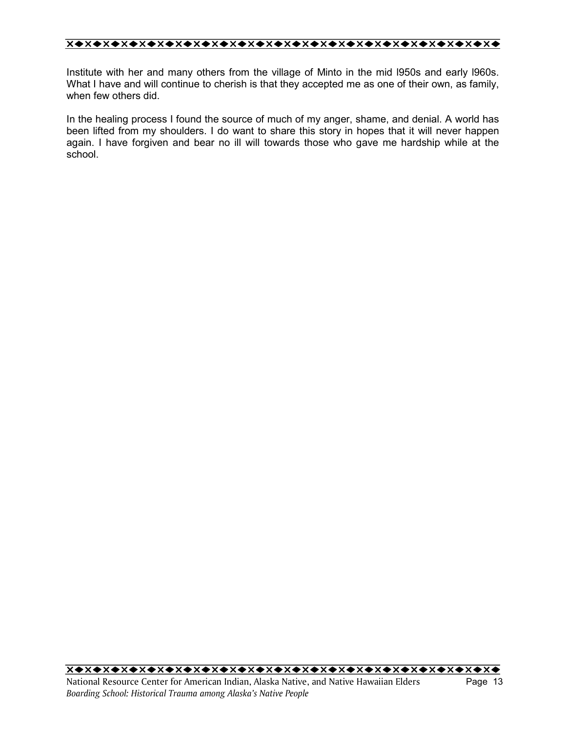Institute with her and many others from the village of Minto in the mid l950s and early l960s. What I have and will continue to cherish is that they accepted me as one of their own, as family, when few others did.

In the healing process I found the source of much of my anger, shame, and denial. A world has been lifted from my shoulders. I do want to share this story in hopes that it will never happen again. I have forgiven and bear no ill will towards those who gave me hardship while at the school.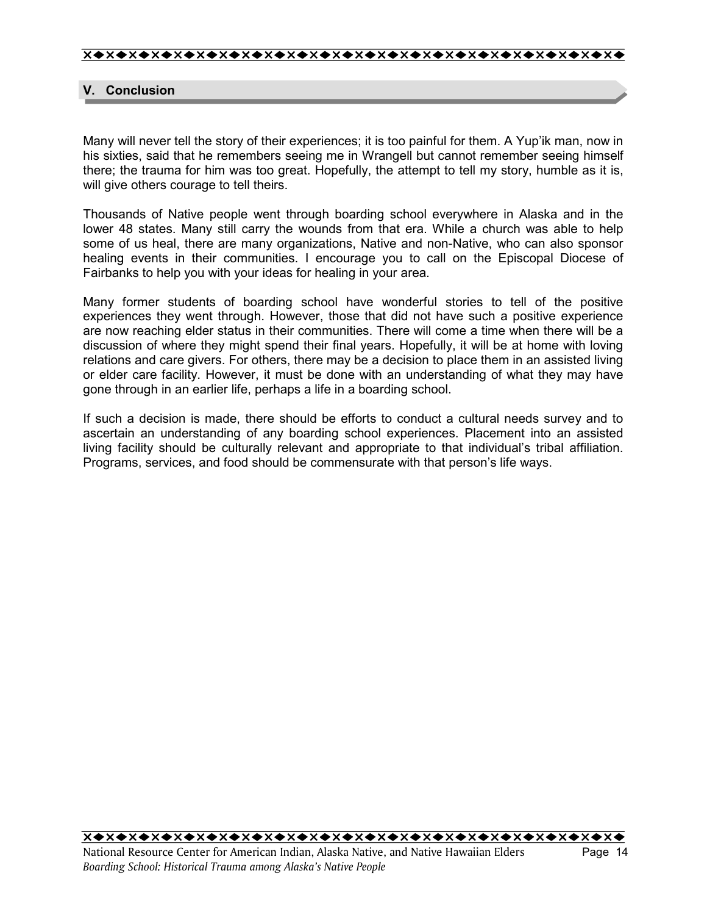## V. Conclusion

Many will never tell the story of their experiences; it is too painful for them. A Yup'ik man, now in his sixties, said that he remembers seeing me in Wrangell but cannot remember seeing himself there; the trauma for him was too great. Hopefully, the attempt to tell my story, humble as it is, will give others courage to tell theirs.

Thousands of Native people went through boarding school everywhere in Alaska and in the lower 48 states. Many still carry the wounds from that era. While a church was able to help some of us heal, there are many organizations, Native and non-Native, who can also sponsor healing events in their communities. I encourage you to call on the Episcopal Diocese of Fairbanks to help you with your ideas for healing in your area.

Many former students of boarding school have wonderful stories to tell of the positive experiences they went through. However, those that did not have such a positive experience are now reaching elder status in their communities. There will come a time when there will be a discussion of where they might spend their final years. Hopefully, it will be at home with loving relations and care givers. For others, there may be a decision to place them in an assisted living or elder care facility. However, it must be done with an understanding of what they may have gone through in an earlier life, perhaps a life in a boarding school.

If such a decision is made, there should be efforts to conduct a cultural needs survey and to ascertain an understanding of any boarding school experiences. Placement into an assisted living facility should be culturally relevant and appropriate to that individual's tribal affiliation. Programs, services, and food should be commensurate with that person's life ways.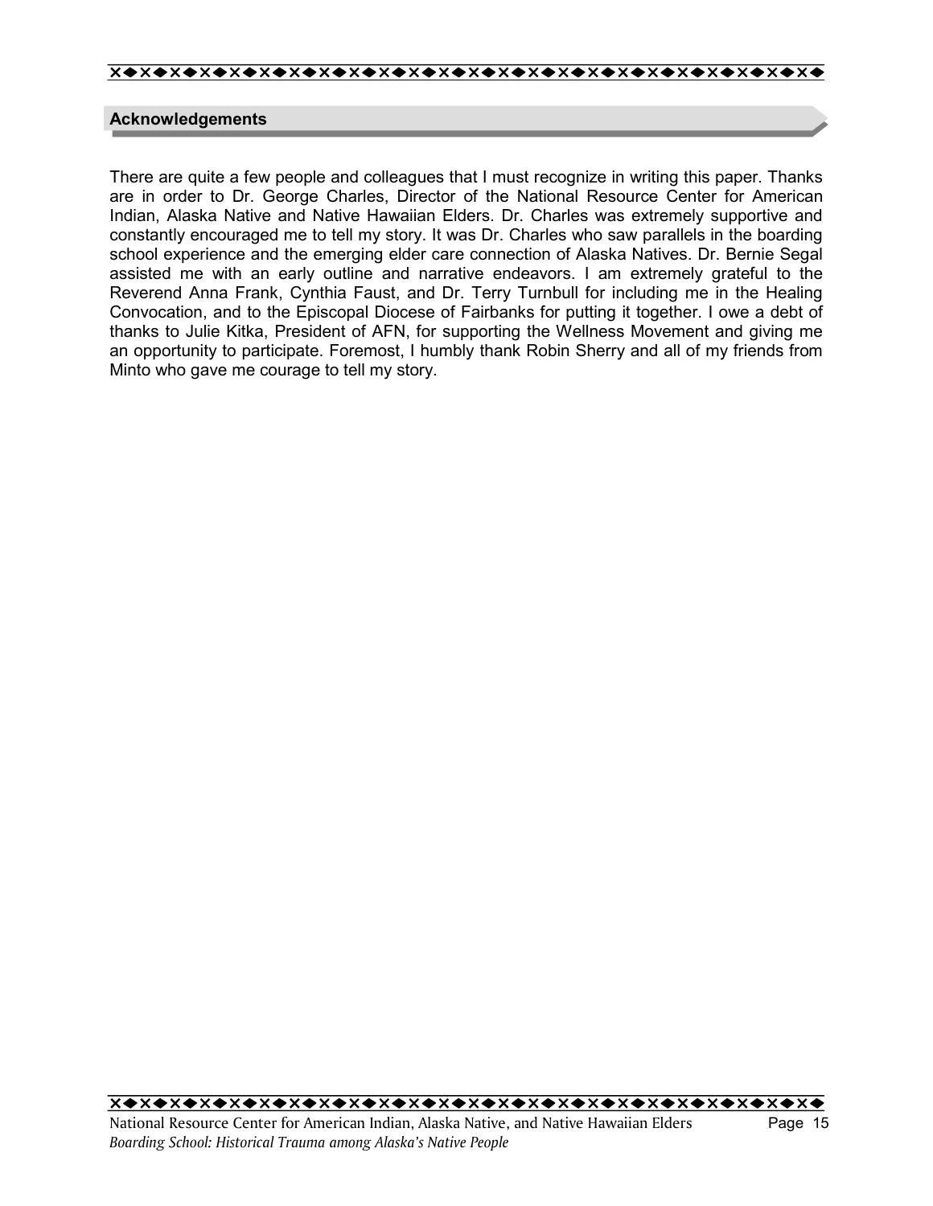## Acknowledgements

There are quite a few people and colleagues that I must recognize in writing this paper. Thanks are in order to Dr. George Charles, Director of the National Resource Center for American Indian, Alaska Native and Native Hawaiian Elders. Dr. Charles was extremely supportive and constantly encouraged me to tell my story. It was Dr. Charles who saw parallels in the boarding school experience and the emerging elder care connection of Alaska Natives. Dr. Bernie Segal assisted me with an early outline and narrative endeavors. I am extremely grateful to the Reverend Anna Frank, Cynthia Faust, and Dr. Terry Turnbull for including me in the Healing Convocation, and to the Episcopal Diocese of Fairbanks for putting it together. I owe a debt of thanks to Julie Kitka, President of AFN, for supporting the Wellness Movement and giving me an opportunity to participate. Foremost, I humbly thank Robin Sherry and all of my friends from Minto who gave me courage to tell my story.